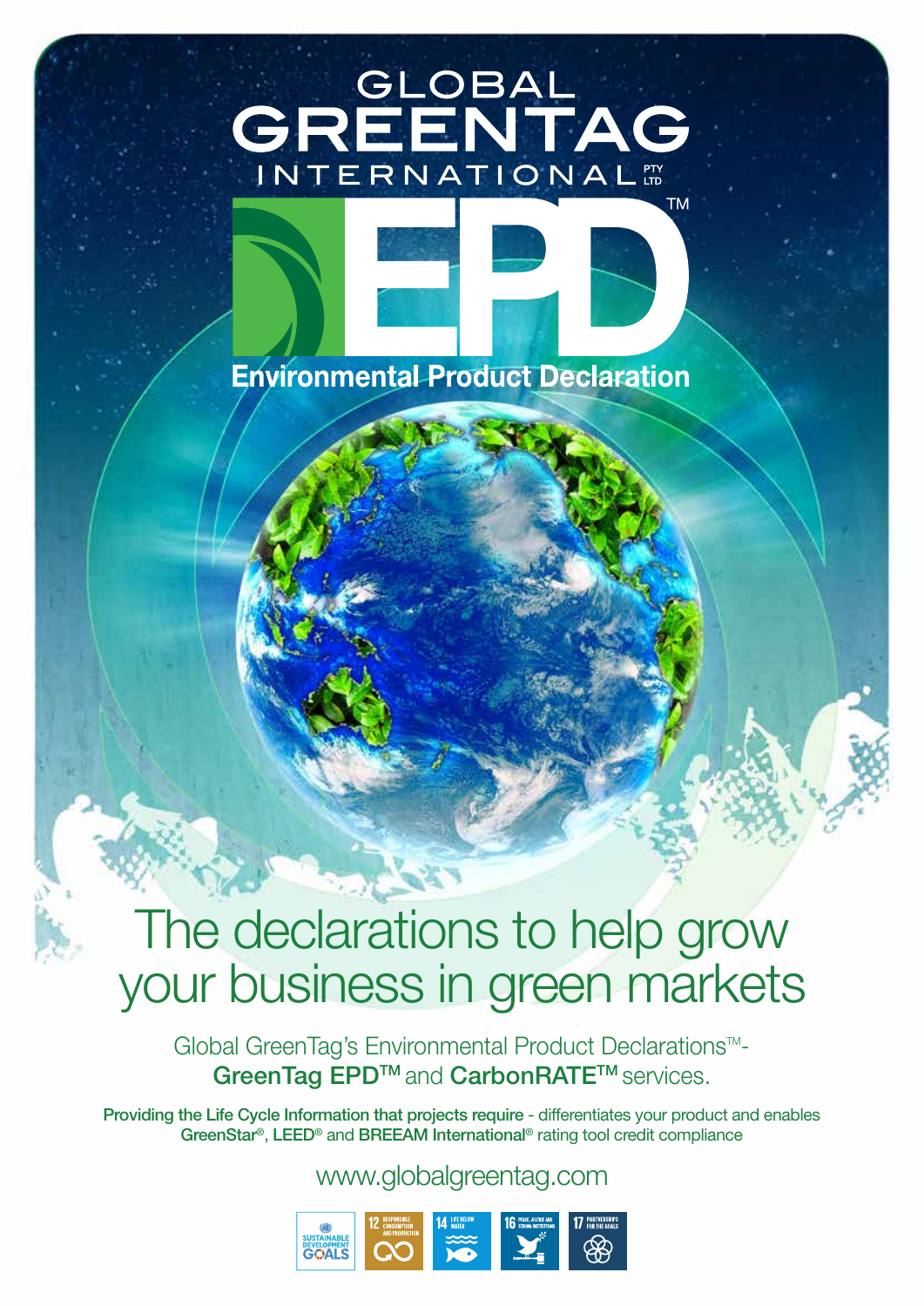# GLOBAL GREENTAG INTERNATIONAL PTY LTD

# EPD™

## Environmental Product Declaration

# The declarations to help grow your business in green markets

Global GreenTag's Environmental Product Declarations™- **GreenTag EPD™** and **CarbonRATE™** services.

**Providing the Life Cycle Information that projects require** - differentiates your product and enables **GreenStar®**, **LEED®** and **BREEAM International®** rating tool credit compliance

www.globalgreentag.com

SUSTAINABLE DEVELOPMENT GOALS | 12 RESPONSIBLE CONSUMPTION AND PRODUCTION | 14 LIFE BELOW WATER | 16 PEACE, JUSTICE AND STRONG INSTITUTIONS | 17 PARTNERSHIPS FOR THE GOALS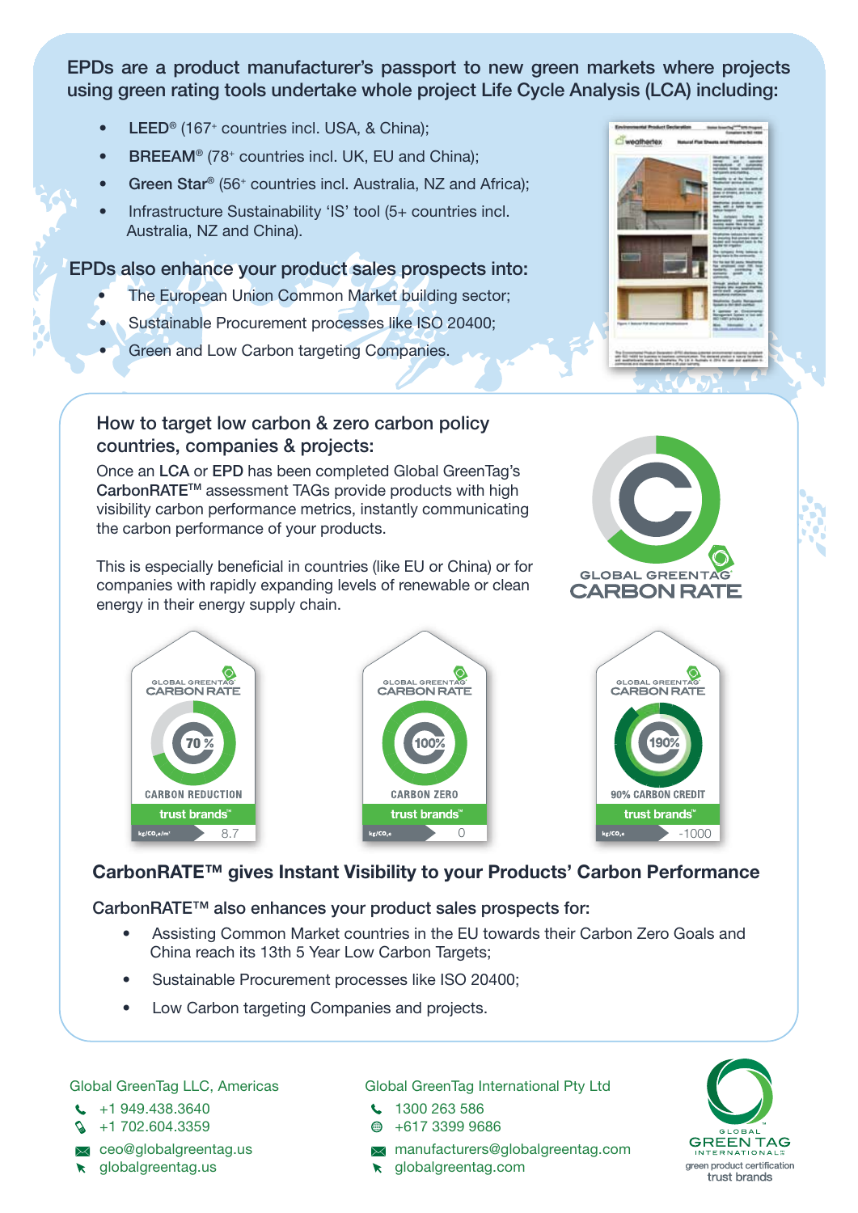**EPDs are a product manufacturer's passport to new green markets where projects using green rating tools undertake whole project Life Cycle Analysis (LCA) including:**

- LEED® (167+ countries incl. USA, & China);
- BREEAM® (78+ countries incl. UK, EU and China);
- Green Star® (56+ countries incl. Australia, NZ and Africa);
- Infrastructure Sustainability 'IS' tool (5+ countries incl. Australia, NZ and China).

## EPDs also enhance your product sales prospects into:

- The European Union Common Market building sector;
- Sustainable Procurement processes like ISO 20400;
- Green and Low Carbon targeting Companies.

## How to target low carbon & zero carbon policy countries, companies & projects:

Once an **LCA** or **EPD** has been completed Global GreenTag's **CarbonRATE**™ assessment TAGs provide products with high visibility carbon performance metrics, instantly communicating the carbon performance of your products.

This is especially beneficial in countries (like EU or China) or for companies with rapidly expanding levels of renewable or clean energy in their energy supply chain.

GLOBAL GREENTAG CARBON RATE

GLOBAL GREENTAG CARBON RATE
70 %
CARBON REDUCTION
trust brands™
$kg/CO_2e/m^2$ 8.7

GLOBAL GREENTAG CARBON RATE
100%
CARBON ZERO
trust brands™
$kg/CO_2e$ 0

GLOBAL GREENTAG CARBON RATE
190%
90% CARBON CREDIT
trust brands™
$kg/CO_2e$ -1000

## CarbonRATE™ gives Instant Visibility to your Products' Carbon Performance

CarbonRATE™ also enhances your product sales prospects for:

- Assisting Common Market countries in the EU towards their Carbon Zero Goals and China reach its 13th 5 Year Low Carbon Targets;
- Sustainable Procurement processes like ISO 20400;
- Low Carbon targeting Companies and projects.

Global GreenTag LLC, Americas
+1 949.438.3640
+1 702.604.3359
ceo@globalgreentag.us
globalgreentag.us

Global GreenTag International Pty Ltd
1300 263 586
+617 3399 9686
manufacturers@globalgreentag.com
globalgreentag.com

GLOBAL GREEN TAG INTERNATIONAL
green product certification
trust brands